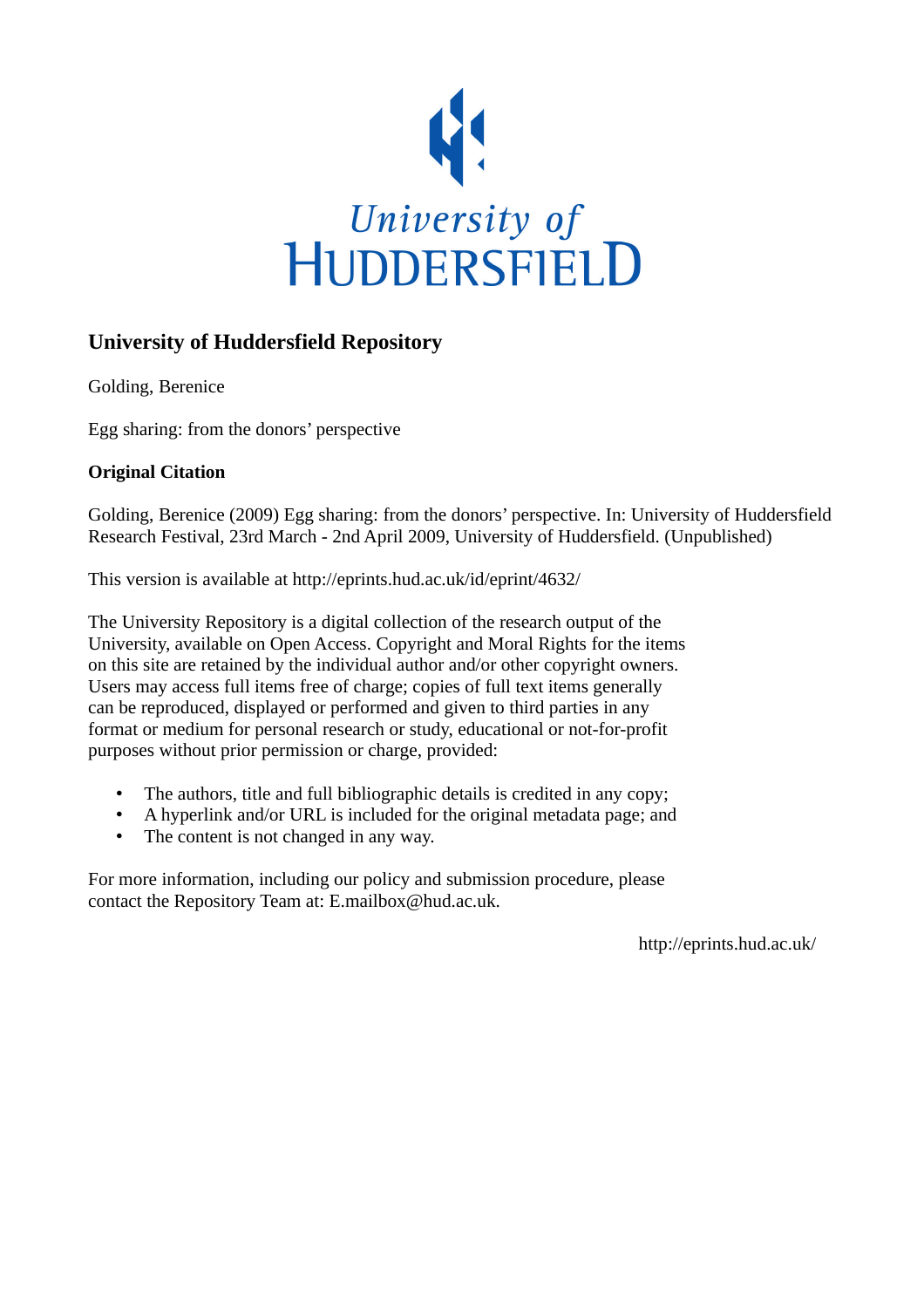University of
HUDDERSFIELD

# University of Huddersfield Repository

Golding, Berenice

Egg sharing: from the donors' perspective

### Original Citation

Golding, Berenice (2009) Egg sharing: from the donors' perspective. In: University of Huddersfield Research Festival, 23rd March - 2nd April 2009, University of Huddersfield. (Unpublished)

This version is available at http://eprints.hud.ac.uk/id/eprint/4632/

The University Repository is a digital collection of the research output of the University, available on Open Access. Copyright and Moral Rights for the items on this site are retained by the individual author and/or other copyright owners. Users may access full items free of charge; copies of full text items generally can be reproduced, displayed or performed and given to third parties in any format or medium for personal research or study, educational or not-for-profit purposes without prior permission or charge, provided:

- The authors, title and full bibliographic details is credited in any copy;
- A hyperlink and/or URL is included for the original metadata page; and
- The content is not changed in any way.

For more information, including our policy and submission procedure, please contact the Repository Team at: E.mailbox@hud.ac.uk.

http://eprints.hud.ac.uk/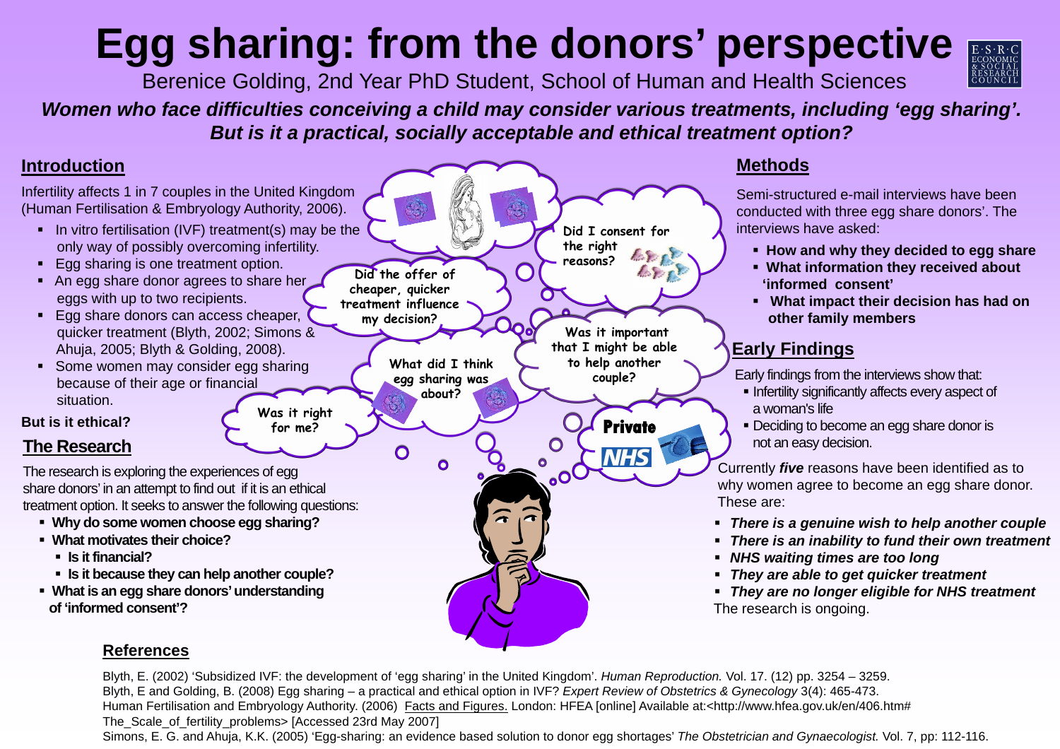# Egg sharing: from the donors' perspective

Berenice Golding, 2nd Year PhD Student, School of Human and Health Sciences

***Women who face difficulties conceiving a child may consider various treatments, including 'egg sharing'. But is it a practical, socially acceptable and ethical treatment option?***

## Introduction

Infertility affects 1 in 7 couples in the United Kingdom (Human Fertilisation & Embryology Authority, 2006).

- In vitro fertilisation (IVF) treatment(s) may be the only way of possibly overcoming infertility.
- Egg sharing is one treatment option.
- An egg share donor agrees to share her eggs with up to two recipients.
- Egg share donors can access cheaper, quicker treatment (Blyth, 2002; Simons & Ahuja, 2005; Blyth & Golding, 2008).
- Some women may consider egg sharing because of their age or financial situation.

**But is it ethical?**

## The Research

The research is exploring the experiences of egg share donors' in an attempt to find out if it is an ethical treatment option. It seeks to answer the following questions:

- **Why do some women choose egg sharing?**
- **What motivates their choice?**
  - **Is it financial?**
  - **Is it because they can help another couple?**
- **What is an egg share donors' understanding of 'informed consent'?**

Was it right for me?

What did I think egg sharing was about?

Did the offer of cheaper, quicker treatment influence my decision?

Did I consent for the right reasons?

Was it important that I might be able to help another couple?

Private

NHS

## Methods

Semi-structured e-mail interviews have been conducted with three egg share donors'. The interviews have asked:

- **How and why they decided to egg share**
- **What information they received about 'informed consent'**
- **What impact their decision has had on other family members**

## Early Findings

Early findings from the interviews show that:

- Infertility significantly affects every aspect of a woman's life
- Deciding to become an egg share donor is not an easy decision.

Currently ***five*** reasons have been identified as to why women agree to become an egg share donor. These are:

- ***There is a genuine wish to help another couple***
- ***There is an inability to fund their own treatment***
- ***NHS waiting times are too long***
- ***They are able to get quicker treatment***
- ***They are no longer eligible for NHS treatment***

The research is ongoing.

## References

Blyth, E. (2002) 'Subsidized IVF: the development of 'egg sharing' in the United Kingdom'. *Human Reproduction.* Vol. 17. (12) pp. 3254 – 3259.

Blyth, E and Golding, B. (2008) Egg sharing – a practical and ethical option in IVF? *Expert Review of Obstetrics & Gynecology* 3(4): 465-473.

Human Fertilisation and Embryology Authority. (2006) Facts and Figures. London: HFEA [online] Available at:<http://www.hfea.gov.uk/en/406.htm#The_Scale_of_fertility_problems> [Accessed 23rd May 2007]

Simons, E. G. and Ahuja, K.K. (2005) 'Egg-sharing: an evidence based solution to donor egg shortages' *The Obstetrician and Gynaecologist.* Vol. 7, pp: 112-116.